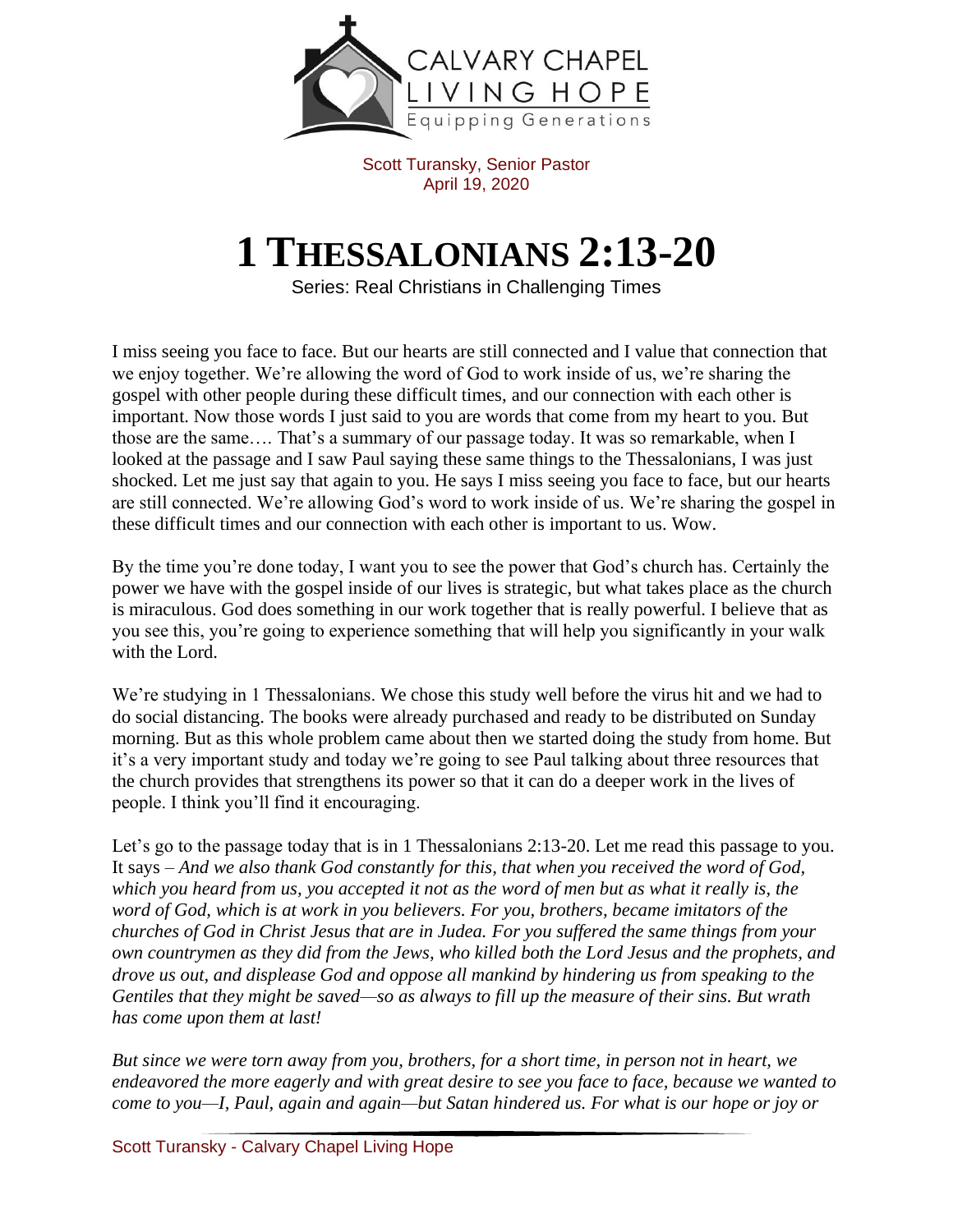CALVARY CHAPEL
LIVING HOPE
Equipping Generations

Scott Turansky, Senior Pastor
April 19, 2020

# 1 THESSALONIANS 2:13-20

Series: Real Christians in Challenging Times

I miss seeing you face to face. But our hearts are still connected and I value that connection that we enjoy together. We're allowing the word of God to work inside of us, we're sharing the gospel with other people during these difficult times, and our connection with each other is important. Now those words I just said to you are words that come from my heart to you. But those are the same…. That's a summary of our passage today. It was so remarkable, when I looked at the passage and I saw Paul saying these same things to the Thessalonians, I was just shocked. Let me just say that again to you. He says I miss seeing you face to face, but our hearts are still connected. We're allowing God's word to work inside of us. We're sharing the gospel in these difficult times and our connection with each other is important to us. Wow.

By the time you're done today, I want you to see the power that God's church has. Certainly the power we have with the gospel inside of our lives is strategic, but what takes place as the church is miraculous. God does something in our work together that is really powerful. I believe that as you see this, you're going to experience something that will help you significantly in your walk with the Lord.

We're studying in 1 Thessalonians. We chose this study well before the virus hit and we had to do social distancing. The books were already purchased and ready to be distributed on Sunday morning. But as this whole problem came about then we started doing the study from home. But it's a very important study and today we're going to see Paul talking about three resources that the church provides that strengthens its power so that it can do a deeper work in the lives of people. I think you'll find it encouraging.

Let's go to the passage today that is in 1 Thessalonians 2:13-20. Let me read this passage to you. It says – *And we also thank God constantly for this, that when you received the word of God, which you heard from us, you accepted it not as the word of men but as what it really is, the word of God, which is at work in you believers. For you, brothers, became imitators of the churches of God in Christ Jesus that are in Judea. For you suffered the same things from your own countrymen as they did from the Jews, who killed both the Lord Jesus and the prophets, and drove us out, and displease God and oppose all mankind by hindering us from speaking to the Gentiles that they might be saved—so as always to fill up the measure of their sins. But wrath has come upon them at last!*

*But since we were torn away from you, brothers, for a short time, in person not in heart, we endeavored the more eagerly and with great desire to see you face to face, because we wanted to come to you—I, Paul, again and again—but Satan hindered us. For what is our hope or joy or*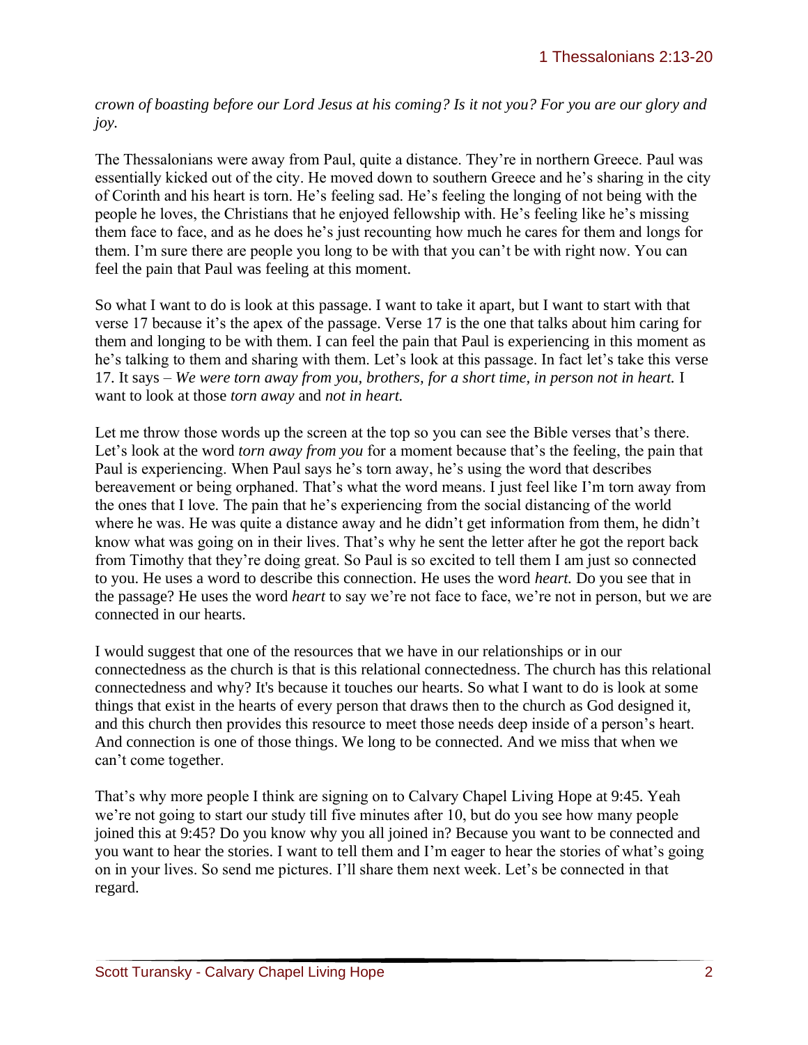*crown of boasting before our Lord Jesus at his coming? Is it not you? For you are our glory and joy.*

The Thessalonians were away from Paul, quite a distance. They're in northern Greece. Paul was essentially kicked out of the city. He moved down to southern Greece and he's sharing in the city of Corinth and his heart is torn. He's feeling sad. He's feeling the longing of not being with the people he loves, the Christians that he enjoyed fellowship with. He's feeling like he's missing them face to face, and as he does he's just recounting how much he cares for them and longs for them. I'm sure there are people you long to be with that you can't be with right now. You can feel the pain that Paul was feeling at this moment.

So what I want to do is look at this passage. I want to take it apart, but I want to start with that verse 17 because it's the apex of the passage. Verse 17 is the one that talks about him caring for them and longing to be with them. I can feel the pain that Paul is experiencing in this moment as he's talking to them and sharing with them. Let's look at this passage. In fact let's take this verse 17. It says – *We were torn away from you, brothers, for a short time, in person not in heart.* I want to look at those *torn away* and *not in heart.*

Let me throw those words up the screen at the top so you can see the Bible verses that's there. Let's look at the word *torn away from you* for a moment because that's the feeling, the pain that Paul is experiencing. When Paul says he's torn away, he's using the word that describes bereavement or being orphaned. That's what the word means. I just feel like I'm torn away from the ones that I love. The pain that he's experiencing from the social distancing of the world where he was. He was quite a distance away and he didn't get information from them, he didn't know what was going on in their lives. That's why he sent the letter after he got the report back from Timothy that they're doing great. So Paul is so excited to tell them I am just so connected to you. He uses a word to describe this connection. He uses the word *heart.* Do you see that in the passage? He uses the word *heart* to say we're not face to face, we're not in person, but we are connected in our hearts.

I would suggest that one of the resources that we have in our relationships or in our connectedness as the church is that is this relational connectedness. The church has this relational connectedness and why? It's because it touches our hearts. So what I want to do is look at some things that exist in the hearts of every person that draws then to the church as God designed it, and this church then provides this resource to meet those needs deep inside of a person's heart. And connection is one of those things. We long to be connected. And we miss that when we can't come together.

That's why more people I think are signing on to Calvary Chapel Living Hope at 9:45. Yeah we're not going to start our study till five minutes after 10, but do you see how many people joined this at 9:45? Do you know why you all joined in? Because you want to be connected and you want to hear the stories. I want to tell them and I'm eager to hear the stories of what's going on in your lives. So send me pictures. I'll share them next week. Let's be connected in that regard.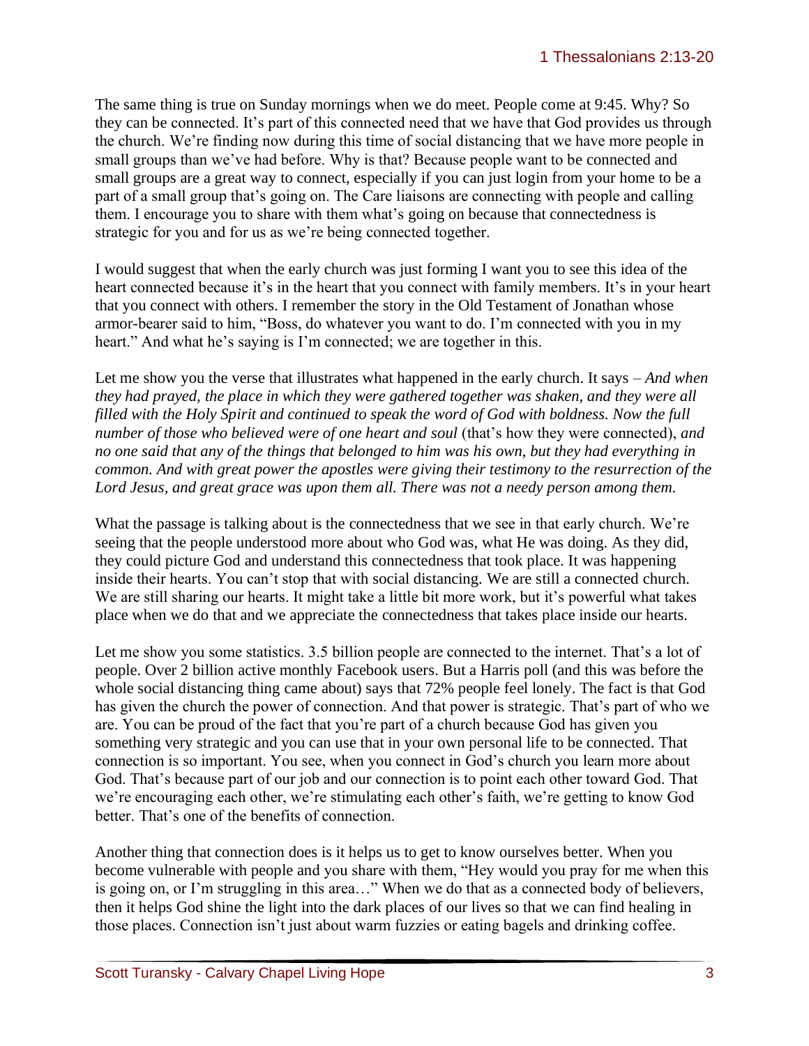The same thing is true on Sunday mornings when we do meet. People come at 9:45. Why? So they can be connected. It's part of this connected need that we have that God provides us through the church. We're finding now during this time of social distancing that we have more people in small groups than we've had before. Why is that? Because people want to be connected and small groups are a great way to connect, especially if you can just login from your home to be a part of a small group that's going on. The Care liaisons are connecting with people and calling them. I encourage you to share with them what's going on because that connectedness is strategic for you and for us as we're being connected together.

I would suggest that when the early church was just forming I want you to see this idea of the heart connected because it's in the heart that you connect with family members. It's in your heart that you connect with others. I remember the story in the Old Testament of Jonathan whose armor-bearer said to him, "Boss, do whatever you want to do. I'm connected with you in my heart." And what he's saying is I'm connected; we are together in this.

Let me show you the verse that illustrates what happened in the early church. It says – *And when they had prayed, the place in which they were gathered together was shaken, and they were all filled with the Holy Spirit and continued to speak the word of God with boldness. Now the full number of those who believed were of one heart and soul* (that's how they were connected), *and no one said that any of the things that belonged to him was his own, but they had everything in common. And with great power the apostles were giving their testimony to the resurrection of the Lord Jesus, and great grace was upon them all. There was not a needy person among them.*

What the passage is talking about is the connectedness that we see in that early church. We're seeing that the people understood more about who God was, what He was doing. As they did, they could picture God and understand this connectedness that took place. It was happening inside their hearts. You can't stop that with social distancing. We are still a connected church. We are still sharing our hearts. It might take a little bit more work, but it's powerful what takes place when we do that and we appreciate the connectedness that takes place inside our hearts.

Let me show you some statistics. 3.5 billion people are connected to the internet. That's a lot of people. Over 2 billion active monthly Facebook users. But a Harris poll (and this was before the whole social distancing thing came about) says that 72% people feel lonely. The fact is that God has given the church the power of connection. And that power is strategic. That's part of who we are. You can be proud of the fact that you're part of a church because God has given you something very strategic and you can use that in your own personal life to be connected. That connection is so important. You see, when you connect in God's church you learn more about God. That's because part of our job and our connection is to point each other toward God. That we're encouraging each other, we're stimulating each other's faith, we're getting to know God better. That's one of the benefits of connection.

Another thing that connection does is it helps us to get to know ourselves better. When you become vulnerable with people and you share with them, "Hey would you pray for me when this is going on, or I'm struggling in this area…" When we do that as a connected body of believers, then it helps God shine the light into the dark places of our lives so that we can find healing in those places. Connection isn't just about warm fuzzies or eating bagels and drinking coffee.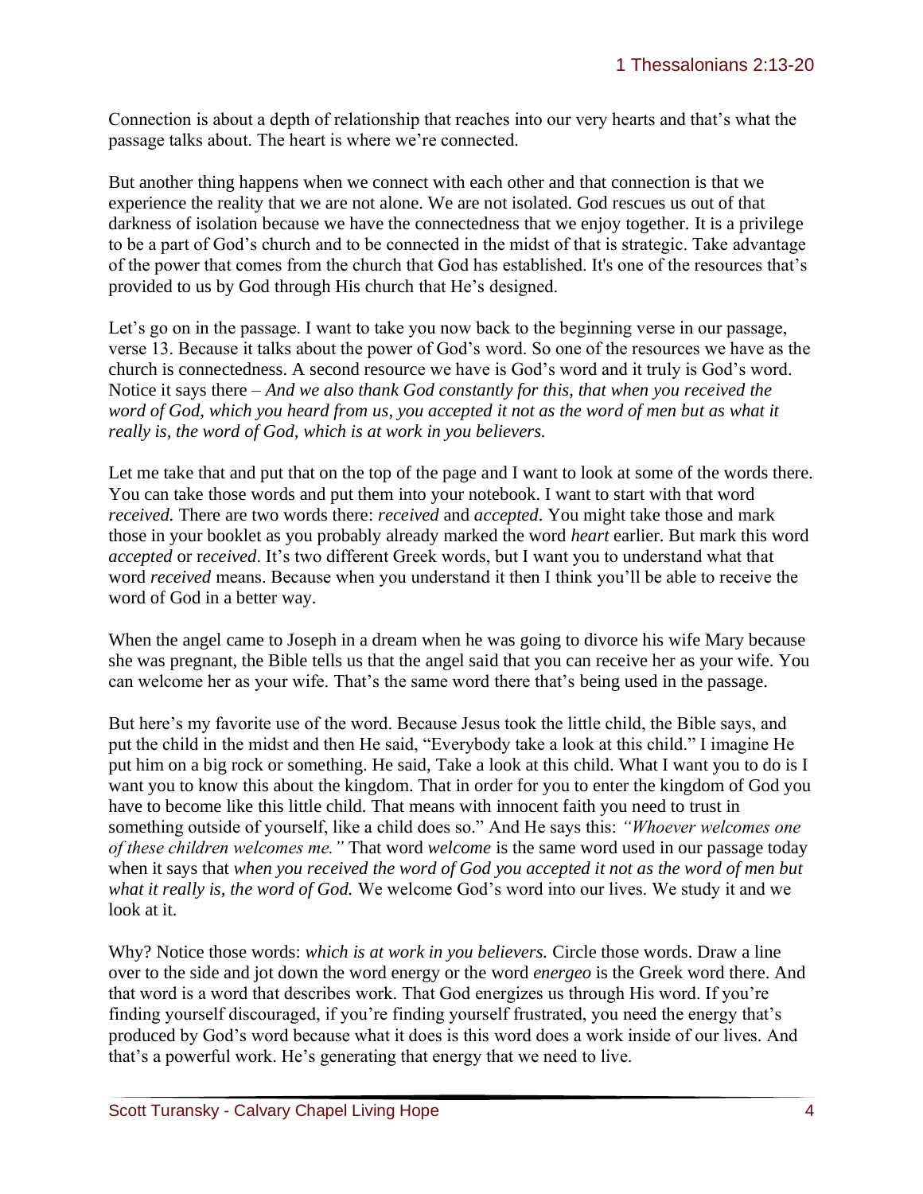Connection is about a depth of relationship that reaches into our very hearts and that's what the passage talks about. The heart is where we're connected.

But another thing happens when we connect with each other and that connection is that we experience the reality that we are not alone. We are not isolated. God rescues us out of that darkness of isolation because we have the connectedness that we enjoy together. It is a privilege to be a part of God's church and to be connected in the midst of that is strategic. Take advantage of the power that comes from the church that God has established. It's one of the resources that's provided to us by God through His church that He's designed.

Let's go on in the passage. I want to take you now back to the beginning verse in our passage, verse 13. Because it talks about the power of God's word. So one of the resources we have as the church is connectedness. A second resource we have is God's word and it truly is God's word. Notice it says there – *And we also thank God constantly for this, that when you received the word of God, which you heard from us, you accepted it not as the word of men but as what it really is, the word of God, which is at work in you believers.*

Let me take that and put that on the top of the page and I want to look at some of the words there. You can take those words and put them into your notebook. I want to start with that word *received.* There are two words there: *received* and *accepted*. You might take those and mark those in your booklet as you probably already marked the word *heart* earlier. But mark this word *accepted* or r*eceived*. It's two different Greek words, but I want you to understand what that word *received* means. Because when you understand it then I think you'll be able to receive the word of God in a better way.

When the angel came to Joseph in a dream when he was going to divorce his wife Mary because she was pregnant, the Bible tells us that the angel said that you can receive her as your wife. You can welcome her as your wife. That's the same word there that's being used in the passage.

But here's my favorite use of the word. Because Jesus took the little child, the Bible says, and put the child in the midst and then He said, "Everybody take a look at this child." I imagine He put him on a big rock or something. He said, Take a look at this child. What I want you to do is I want you to know this about the kingdom. That in order for you to enter the kingdom of God you have to become like this little child. That means with innocent faith you need to trust in something outside of yourself, like a child does so." And He says this: *"Whoever welcomes one of these children welcomes me."* That word *welcome* is the same word used in our passage today when it says that *when you received the word of God you accepted it not as the word of men but what it really is, the word of God.* We welcome God's word into our lives. We study it and we look at it.

Why? Notice those words: *which is at work in you believers.* Circle those words. Draw a line over to the side and jot down the word energy or the word *energeo* is the Greek word there. And that word is a word that describes work. That God energizes us through His word. If you're finding yourself discouraged, if you're finding yourself frustrated, you need the energy that's produced by God's word because what it does is this word does a work inside of our lives. And that's a powerful work. He's generating that energy that we need to live.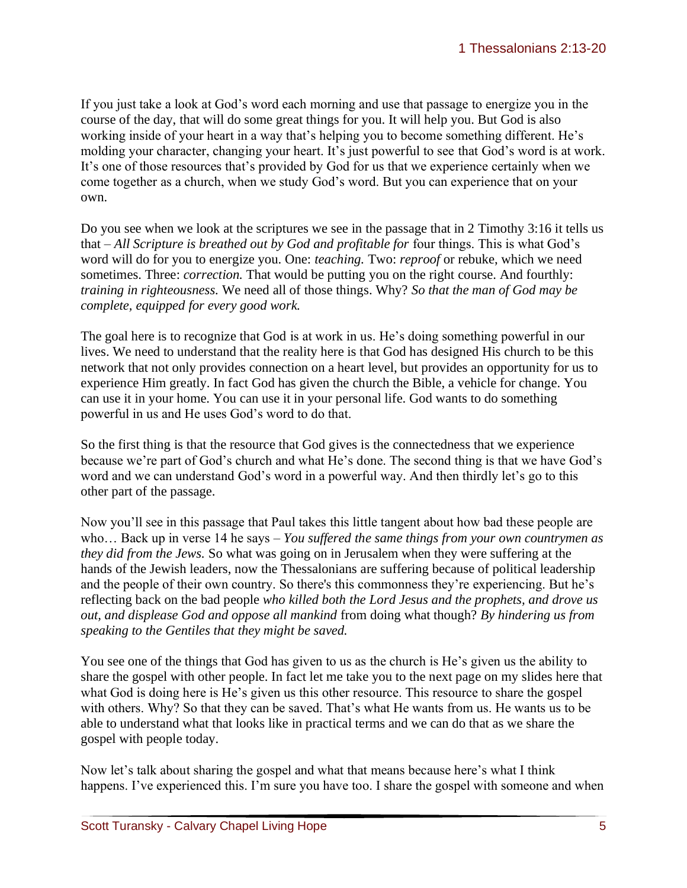If you just take a look at God's word each morning and use that passage to energize you in the course of the day, that will do some great things for you. It will help you. But God is also working inside of your heart in a way that's helping you to become something different. He's molding your character, changing your heart. It's just powerful to see that God's word is at work. It's one of those resources that's provided by God for us that we experience certainly when we come together as a church, when we study God's word. But you can experience that on your own.

Do you see when we look at the scriptures we see in the passage that in 2 Timothy 3:16 it tells us that – *All Scripture is breathed out by God and profitable for* four things. This is what God's word will do for you to energize you. One: *teaching.* Two: *reproof* or rebuke, which we need sometimes. Three: *correction.* That would be putting you on the right course. And fourthly: *training in righteousness.* We need all of those things. Why? *So that the man of God may be complete, equipped for every good work.*

The goal here is to recognize that God is at work in us. He's doing something powerful in our lives. We need to understand that the reality here is that God has designed His church to be this network that not only provides connection on a heart level, but provides an opportunity for us to experience Him greatly. In fact God has given the church the Bible, a vehicle for change. You can use it in your home. You can use it in your personal life. God wants to do something powerful in us and He uses God's word to do that.

So the first thing is that the resource that God gives is the connectedness that we experience because we're part of God's church and what He's done. The second thing is that we have God's word and we can understand God's word in a powerful way. And then thirdly let's go to this other part of the passage.

Now you'll see in this passage that Paul takes this little tangent about how bad these people are who… Back up in verse 14 he says – *You suffered the same things from your own countrymen as they did from the Jews.* So what was going on in Jerusalem when they were suffering at the hands of the Jewish leaders, now the Thessalonians are suffering because of political leadership and the people of their own country. So there's this commonness they're experiencing. But he's reflecting back on the bad people *who killed both the Lord Jesus and the prophets, and drove us out, and displease God and oppose all mankind* from doing what though? *By hindering us from speaking to the Gentiles that they might be saved.*

You see one of the things that God has given to us as the church is He's given us the ability to share the gospel with other people. In fact let me take you to the next page on my slides here that what God is doing here is He's given us this other resource. This resource to share the gospel with others. Why? So that they can be saved. That's what He wants from us. He wants us to be able to understand what that looks like in practical terms and we can do that as we share the gospel with people today.

Now let's talk about sharing the gospel and what that means because here's what I think happens. I've experienced this. I'm sure you have too. I share the gospel with someone and when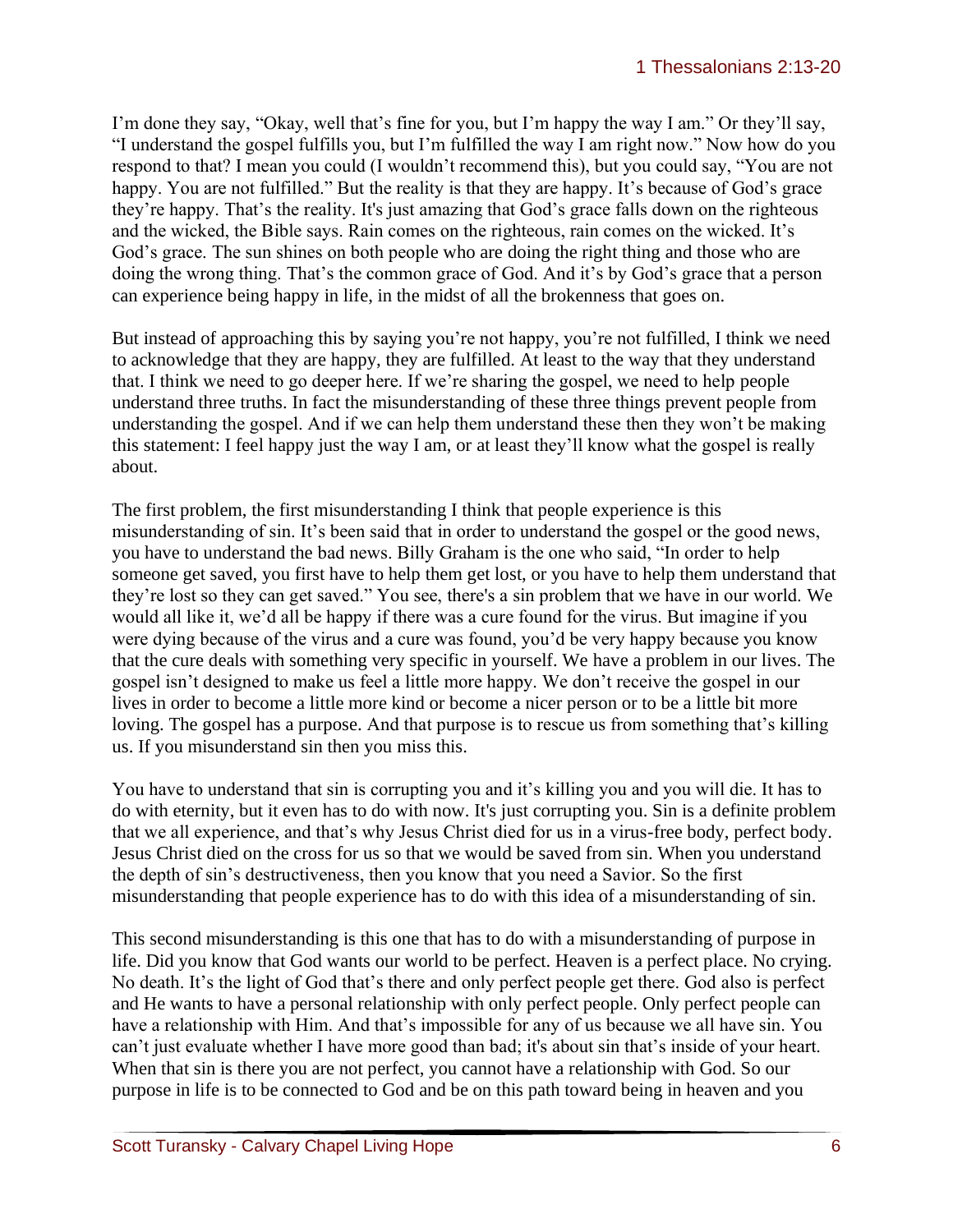I'm done they say, "Okay, well that's fine for you, but I'm happy the way I am." Or they'll say, "I understand the gospel fulfills you, but I'm fulfilled the way I am right now." Now how do you respond to that? I mean you could (I wouldn't recommend this), but you could say, "You are not happy. You are not fulfilled." But the reality is that they are happy. It's because of God's grace they're happy. That's the reality. It's just amazing that God's grace falls down on the righteous and the wicked, the Bible says. Rain comes on the righteous, rain comes on the wicked. It's God's grace. The sun shines on both people who are doing the right thing and those who are doing the wrong thing. That's the common grace of God. And it's by God's grace that a person can experience being happy in life, in the midst of all the brokenness that goes on.

But instead of approaching this by saying you're not happy, you're not fulfilled, I think we need to acknowledge that they are happy, they are fulfilled. At least to the way that they understand that. I think we need to go deeper here. If we're sharing the gospel, we need to help people understand three truths. In fact the misunderstanding of these three things prevent people from understanding the gospel. And if we can help them understand these then they won't be making this statement: I feel happy just the way I am, or at least they'll know what the gospel is really about.

The first problem, the first misunderstanding I think that people experience is this misunderstanding of sin. It's been said that in order to understand the gospel or the good news, you have to understand the bad news. Billy Graham is the one who said, "In order to help someone get saved, you first have to help them get lost, or you have to help them understand that they're lost so they can get saved." You see, there's a sin problem that we have in our world. We would all like it, we'd all be happy if there was a cure found for the virus. But imagine if you were dying because of the virus and a cure was found, you'd be very happy because you know that the cure deals with something very specific in yourself. We have a problem in our lives. The gospel isn't designed to make us feel a little more happy. We don't receive the gospel in our lives in order to become a little more kind or become a nicer person or to be a little bit more loving. The gospel has a purpose. And that purpose is to rescue us from something that's killing us. If you misunderstand sin then you miss this.

You have to understand that sin is corrupting you and it's killing you and you will die. It has to do with eternity, but it even has to do with now. It's just corrupting you. Sin is a definite problem that we all experience, and that's why Jesus Christ died for us in a virus-free body, perfect body. Jesus Christ died on the cross for us so that we would be saved from sin. When you understand the depth of sin's destructiveness, then you know that you need a Savior. So the first misunderstanding that people experience has to do with this idea of a misunderstanding of sin.

This second misunderstanding is this one that has to do with a misunderstanding of purpose in life. Did you know that God wants our world to be perfect. Heaven is a perfect place. No crying. No death. It's the light of God that's there and only perfect people get there. God also is perfect and He wants to have a personal relationship with only perfect people. Only perfect people can have a relationship with Him. And that's impossible for any of us because we all have sin. You can't just evaluate whether I have more good than bad; it's about sin that's inside of your heart. When that sin is there you are not perfect, you cannot have a relationship with God. So our purpose in life is to be connected to God and be on this path toward being in heaven and you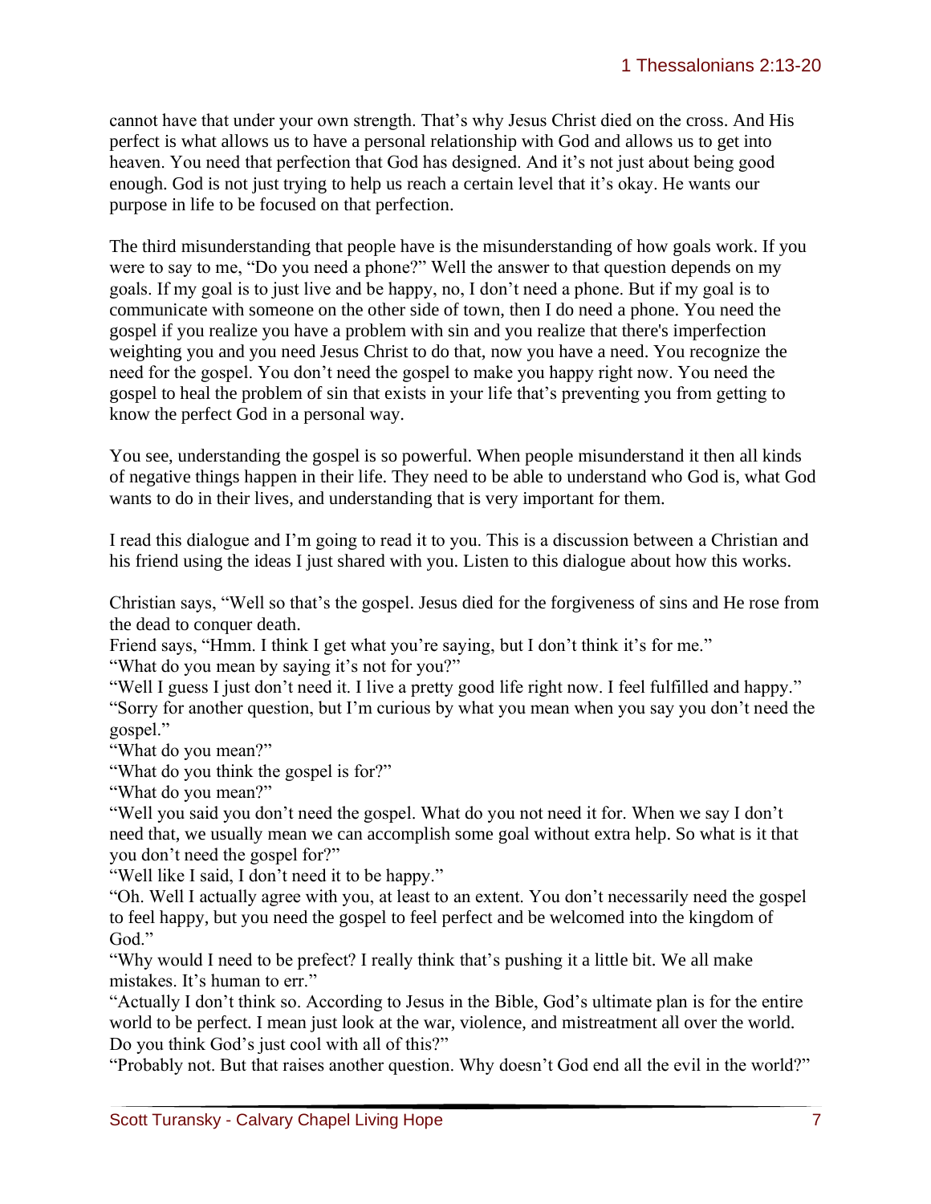cannot have that under your own strength. That's why Jesus Christ died on the cross. And His perfect is what allows us to have a personal relationship with God and allows us to get into heaven. You need that perfection that God has designed. And it's not just about being good enough. God is not just trying to help us reach a certain level that it's okay. He wants our purpose in life to be focused on that perfection.

The third misunderstanding that people have is the misunderstanding of how goals work. If you were to say to me, "Do you need a phone?" Well the answer to that question depends on my goals. If my goal is to just live and be happy, no, I don't need a phone. But if my goal is to communicate with someone on the other side of town, then I do need a phone. You need the gospel if you realize you have a problem with sin and you realize that there's imperfection weighting you and you need Jesus Christ to do that, now you have a need. You recognize the need for the gospel. You don't need the gospel to make you happy right now. You need the gospel to heal the problem of sin that exists in your life that's preventing you from getting to know the perfect God in a personal way.

You see, understanding the gospel is so powerful. When people misunderstand it then all kinds of negative things happen in their life. They need to be able to understand who God is, what God wants to do in their lives, and understanding that is very important for them.

I read this dialogue and I'm going to read it to you. This is a discussion between a Christian and his friend using the ideas I just shared with you. Listen to this dialogue about how this works.

Christian says, "Well so that's the gospel. Jesus died for the forgiveness of sins and He rose from the dead to conquer death.
Friend says, "Hmm. I think I get what you're saying, but I don't think it's for me."
"What do you mean by saying it's not for you?"
"Well I guess I just don't need it. I live a pretty good life right now. I feel fulfilled and happy."
"Sorry for another question, but I'm curious by what you mean when you say you don't need the gospel."
"What do you mean?"
"What do you think the gospel is for?"
"What do you mean?"
"Well you said you don't need the gospel. What do you not need it for. When we say I don't need that, we usually mean we can accomplish some goal without extra help. So what is it that you don't need the gospel for?"
"Well like I said, I don't need it to be happy."
"Oh. Well I actually agree with you, at least to an extent. You don't necessarily need the gospel to feel happy, but you need the gospel to feel perfect and be welcomed into the kingdom of God."
"Why would I need to be prefect? I really think that's pushing it a little bit. We all make mistakes. It's human to err."
"Actually I don't think so. According to Jesus in the Bible, God's ultimate plan is for the entire world to be perfect. I mean just look at the war, violence, and mistreatment all over the world. Do you think God's just cool with all of this?"
"Probably not. But that raises another question. Why doesn't God end all the evil in the world?"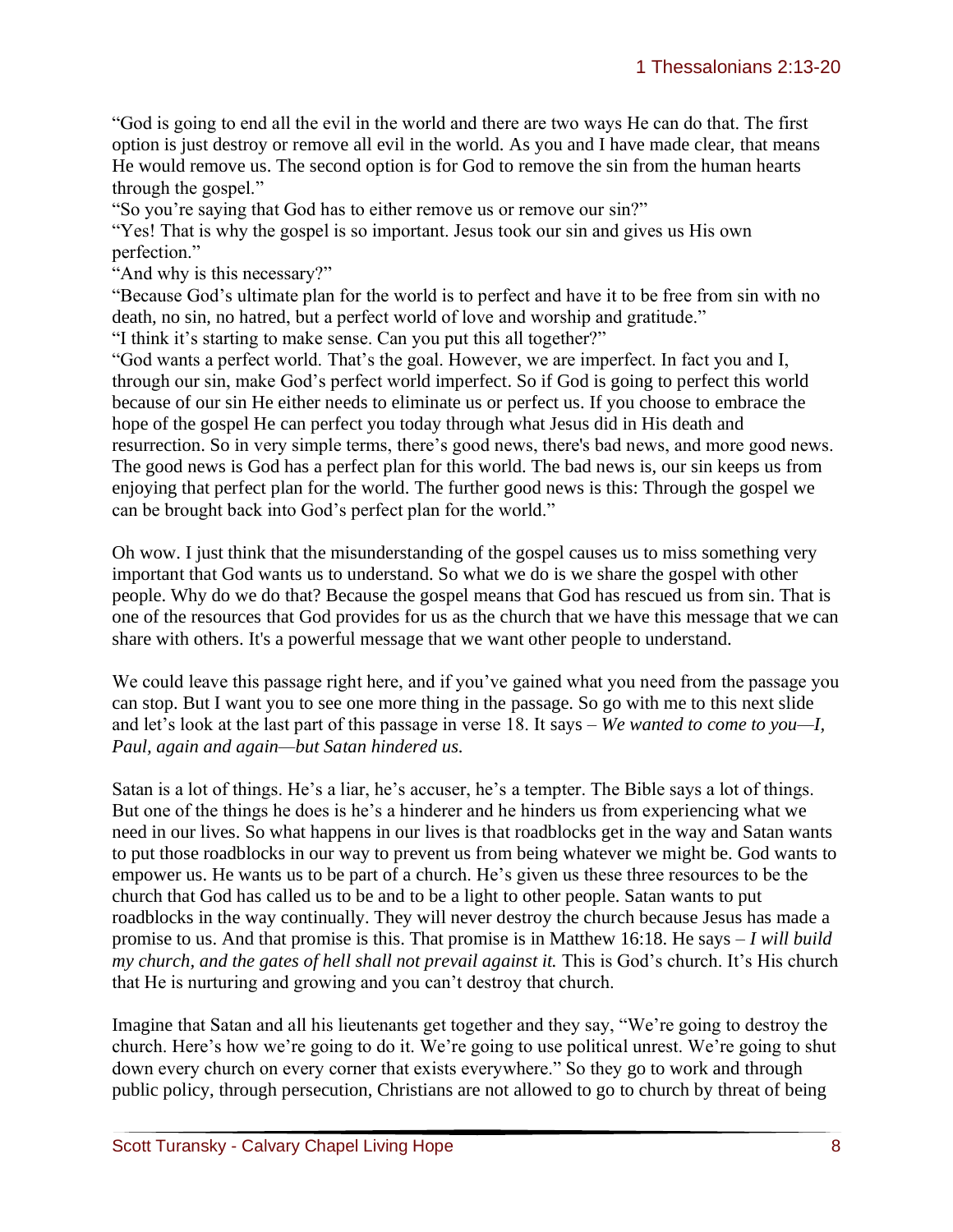"God is going to end all the evil in the world and there are two ways He can do that. The first option is just destroy or remove all evil in the world. As you and I have made clear, that means He would remove us. The second option is for God to remove the sin from the human hearts through the gospel."

"So you're saying that God has to either remove us or remove our sin?"

"Yes! That is why the gospel is so important. Jesus took our sin and gives us His own perfection."

"And why is this necessary?"

"Because God's ultimate plan for the world is to perfect and have it to be free from sin with no death, no sin, no hatred, but a perfect world of love and worship and gratitude."

"I think it's starting to make sense. Can you put this all together?"

"God wants a perfect world. That's the goal. However, we are imperfect. In fact you and I, through our sin, make God's perfect world imperfect. So if God is going to perfect this world because of our sin He either needs to eliminate us or perfect us. If you choose to embrace the hope of the gospel He can perfect you today through what Jesus did in His death and resurrection. So in very simple terms, there's good news, there's bad news, and more good news. The good news is God has a perfect plan for this world. The bad news is, our sin keeps us from enjoying that perfect plan for the world. The further good news is this: Through the gospel we can be brought back into God's perfect plan for the world."

Oh wow. I just think that the misunderstanding of the gospel causes us to miss something very important that God wants us to understand. So what we do is we share the gospel with other people. Why do we do that? Because the gospel means that God has rescued us from sin. That is one of the resources that God provides for us as the church that we have this message that we can share with others. It's a powerful message that we want other people to understand.

We could leave this passage right here, and if you've gained what you need from the passage you can stop. But I want you to see one more thing in the passage. So go with me to this next slide and let's look at the last part of this passage in verse 18. It says – *We wanted to come to you—I, Paul, again and again—but Satan hindered us.*

Satan is a lot of things. He's a liar, he's accuser, he's a tempter. The Bible says a lot of things. But one of the things he does is he's a hinderer and he hinders us from experiencing what we need in our lives. So what happens in our lives is that roadblocks get in the way and Satan wants to put those roadblocks in our way to prevent us from being whatever we might be. God wants to empower us. He wants us to be part of a church. He's given us these three resources to be the church that God has called us to be and to be a light to other people. Satan wants to put roadblocks in the way continually. They will never destroy the church because Jesus has made a promise to us. And that promise is this. That promise is in Matthew 16:18. He says – *I will build my church, and the gates of hell shall not prevail against it.* This is God's church. It's His church that He is nurturing and growing and you can't destroy that church.

Imagine that Satan and all his lieutenants get together and they say, "We're going to destroy the church. Here's how we're going to do it. We're going to use political unrest. We're going to shut down every church on every corner that exists everywhere." So they go to work and through public policy, through persecution, Christians are not allowed to go to church by threat of being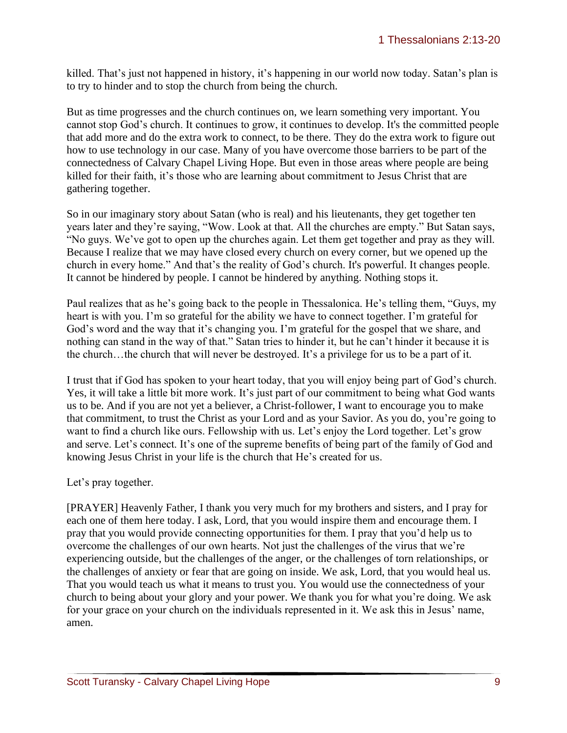killed. That's just not happened in history, it's happening in our world now today. Satan's plan is to try to hinder and to stop the church from being the church.

But as time progresses and the church continues on, we learn something very important. You cannot stop God's church. It continues to grow, it continues to develop. It's the committed people that add more and do the extra work to connect, to be there. They do the extra work to figure out how to use technology in our case. Many of you have overcome those barriers to be part of the connectedness of Calvary Chapel Living Hope. But even in those areas where people are being killed for their faith, it's those who are learning about commitment to Jesus Christ that are gathering together.

So in our imaginary story about Satan (who is real) and his lieutenants, they get together ten years later and they're saying, "Wow. Look at that. All the churches are empty." But Satan says, "No guys. We've got to open up the churches again. Let them get together and pray as they will. Because I realize that we may have closed every church on every corner, but we opened up the church in every home." And that's the reality of God's church. It's powerful. It changes people. It cannot be hindered by people. I cannot be hindered by anything. Nothing stops it.

Paul realizes that as he's going back to the people in Thessalonica. He's telling them, "Guys, my heart is with you. I'm so grateful for the ability we have to connect together. I'm grateful for God's word and the way that it's changing you. I'm grateful for the gospel that we share, and nothing can stand in the way of that." Satan tries to hinder it, but he can't hinder it because it is the church…the church that will never be destroyed. It's a privilege for us to be a part of it.

I trust that if God has spoken to your heart today, that you will enjoy being part of God's church. Yes, it will take a little bit more work. It's just part of our commitment to being what God wants us to be. And if you are not yet a believer, a Christ-follower, I want to encourage you to make that commitment, to trust the Christ as your Lord and as your Savior. As you do, you're going to want to find a church like ours. Fellowship with us. Let's enjoy the Lord together. Let's grow and serve. Let's connect. It's one of the supreme benefits of being part of the family of God and knowing Jesus Christ in your life is the church that He's created for us.

Let's pray together.

[PRAYER] Heavenly Father, I thank you very much for my brothers and sisters, and I pray for each one of them here today. I ask, Lord, that you would inspire them and encourage them. I pray that you would provide connecting opportunities for them. I pray that you'd help us to overcome the challenges of our own hearts. Not just the challenges of the virus that we're experiencing outside, but the challenges of the anger, or the challenges of torn relationships, or the challenges of anxiety or fear that are going on inside. We ask, Lord, that you would heal us. That you would teach us what it means to trust you. You would use the connectedness of your church to being about your glory and your power. We thank you for what you're doing. We ask for your grace on your church on the individuals represented in it. We ask this in Jesus' name, amen.